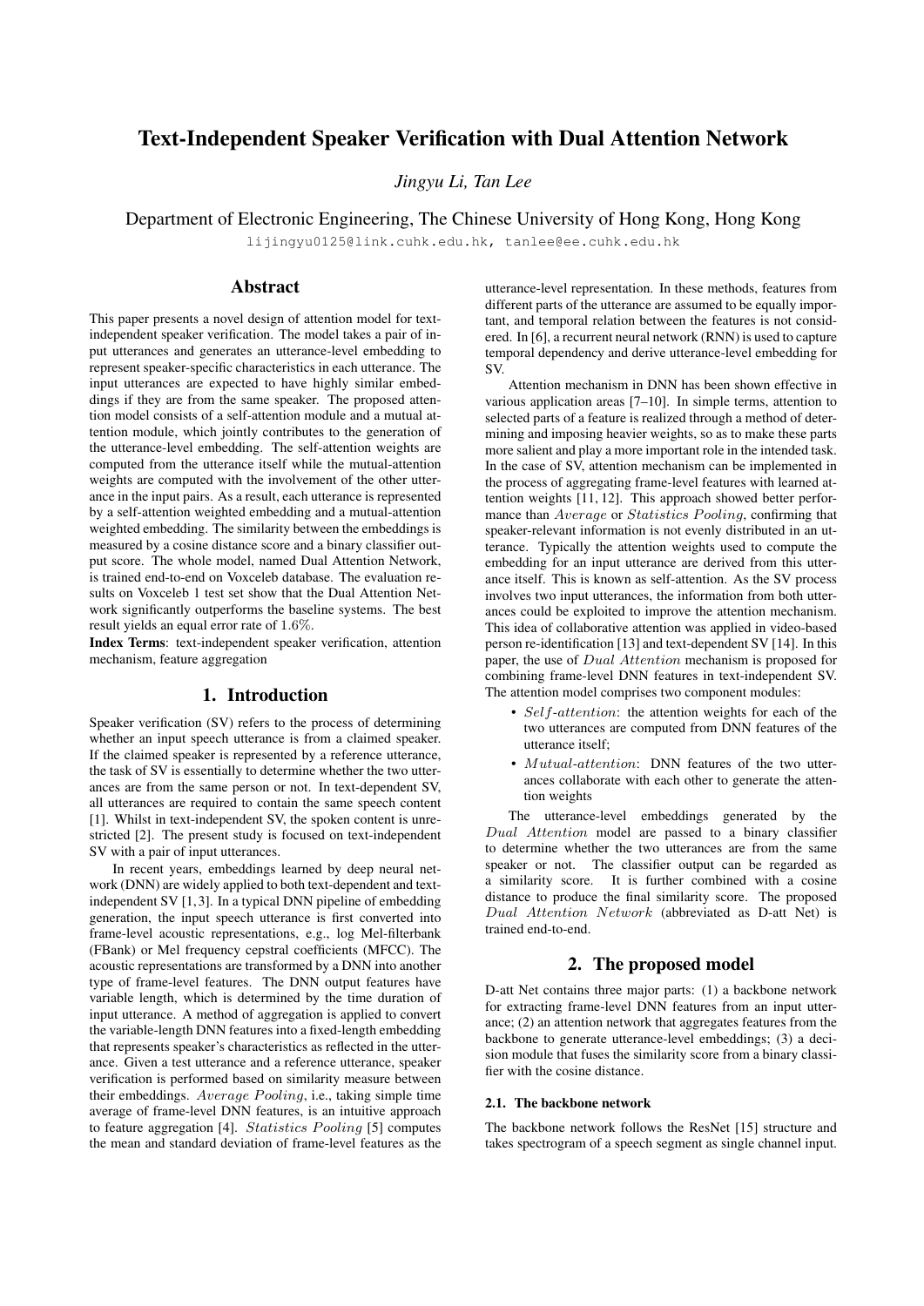# Text-Independent Speaker Verification with Dual Attention Network

*Jingyu Li, Tan Lee*

Department of Electronic Engineering, The Chinese University of Hong Kong, Hong Kong

lijingyu0125@link.cuhk.edu.hk, tanlee@ee.cuhk.edu.hk

## Abstract

This paper presents a novel design of attention model for text-independent speaker verification. The model takes a pair of input utterances and generates an utterance-level embedding to represent speaker-specific characteristics in each utterance. The input utterances are expected to have highly similar embeddings if they are from the same speaker. The proposed attention model consists of a self-attention module and a mutual attention module, which jointly contributes to the generation of the utterance-level embedding. The self-attention weights are computed from the utterance itself while the mutual-attention weights are computed with the involvement of the other utterance in the input pairs. As a result, each utterance is represented by a self-attention weighted embedding and a mutual-attention weighted embedding. The similarity between the embeddings is measured by a cosine distance score and a binary classifier output score. The whole model, named Dual Attention Network, is trained end-to-end on Voxceleb database. The evaluation results on Voxceleb 1 test set show that the Dual Attention Network significantly outperforms the baseline systems. The best result yields an equal error rate of $1.6\%$.

**Index Terms**: text-independent speaker verification, attention mechanism, feature aggregation

## 1. Introduction

Speaker verification (SV) refers to the process of determining whether an input speech utterance is from a claimed speaker. If the claimed speaker is represented by a reference utterance, the task of SV is essentially to determine whether the two utterances are from the same person or not. In text-dependent SV, all utterances are required to contain the same speech content [1]. Whilst in text-independent SV, the spoken content is unrestricted [2]. The present study is focused on text-independent SV with a pair of input utterances.

In recent years, embeddings learned by deep neural network (DNN) are widely applied to both text-dependent and text-independent SV [1,3]. In a typical DNN pipeline of embedding generation, the input speech utterance is first converted into frame-level acoustic representations, e.g., log Mel-filterbank (FBank) or Mel frequency cepstral coefficients (MFCC). The acoustic representations are transformed by a DNN into another type of frame-level features. The DNN output features have variable length, which is determined by the time duration of input utterance. A method of aggregation is applied to convert the variable-length DNN features into a fixed-length embedding that represents speaker's characteristics as reflected in the utterance. Given a test utterance and a reference utterance, speaker verification is performed based on similarity measure between their embeddings. $Average\ Pooling$, i.e., taking simple time average of frame-level DNN features, is an intuitive approach to feature aggregation [4]. $Statistics\ Pooling$ [5] computes the mean and standard deviation of frame-level features as the utterance-level representation. In these methods, features from different parts of the utterance are assumed to be equally important, and temporal relation between the features is not considered. In [6], a recurrent neural network (RNN) is used to capture temporal dependency and derive utterance-level embedding for SV.

Attention mechanism in DNN has been shown effective in various application areas [7–10]. In simple terms, attention to selected parts of a feature is realized through a method of determining and imposing heavier weights, so as to make these parts more salient and play a more important role in the intended task. In the case of SV, attention mechanism can be implemented in the process of aggregating frame-level features with learned attention weights [11, 12]. This approach showed better performance than $Average$ or $Statistics\ Pooling$, confirming that speaker-relevant information is not evenly distributed in an utterance. Typically the attention weights used to compute the embedding for an input utterance are derived from this utterance itself. This is known as self-attention. As the SV process involves two input utterances, the information from both utterances could be exploited to improve the attention mechanism. This idea of collaborative attention was applied in video-based person re-identification [13] and text-dependent SV [14]. In this paper, the use of $Dual\ Attention$ mechanism is proposed for combining frame-level DNN features in text-independent SV. The attention model comprises two component modules:

- $Self\text{-}attention$: the attention weights for each of the two utterances are computed from DNN features of the utterance itself;
- $Mutual\text{-}attention$: DNN features of the two utterances collaborate with each other to generate the attention weights

The utterance-level embeddings generated by the $Dual\ Attention$ model are passed to a binary classifier to determine whether the two utterances are from the same speaker or not. The classifier output can be regarded as a similarity score. It is further combined with a cosine distance to produce the final similarity score. The proposed $Dual\ Attention\ Network$ (abbreviated as D-att Net) is trained end-to-end.

## 2. The proposed model

D-att Net contains three major parts: (1) a backbone network for extracting frame-level DNN features from an input utterance; (2) an attention network that aggregates features from the backbone to generate utterance-level embeddings; (3) a decision module that fuses the similarity score from a binary classifier with the cosine distance.

### 2.1. The backbone network

The backbone network follows the ResNet [15] structure and takes spectrogram of a speech segment as single channel input.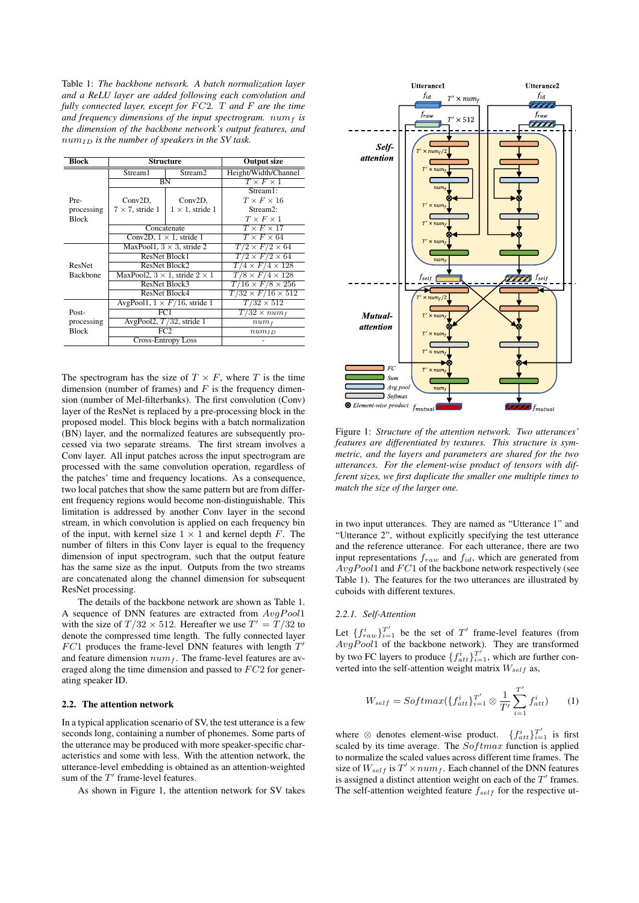Table 1: *The backbone network. A batch normalization layer and a ReLU layer are added following each convolution and fully connected layer, except for $FC2$. $T$ and $F$ are the time and frequency dimensions of the input spectrogram. $num_f$ is the dimension of the backbone network's output features, and $num_{ID}$ is the number of speakers in the SV task.*

| Block | Structure | | Output size |
|---|---|---|---|
| Pre-processing Block | Stream1 | Stream2 | Height/Width/Channel |
| | BN | | $T \times F \times 1$ |
| | Conv2D, $7 \times 7$, stride 1 | Conv2D, $1 \times 1$, stride 1 | Stream1: $T \times F \times 16$ Stream2: $T \times F \times 1$ |
| | Concatenate | | $T \times F \times 17$ |
| | Conv2D, $1 \times 1$, stride 1 | | $T \times F \times 64$ |
| ResNet Backbone | MaxPool1, $3 \times 3$, stride 2 | | $T/2 \times F/2 \times 64$ |
| | ResNet Block1 | | $T/2 \times F/2 \times 64$ |
| | ResNet Block2 | | $T/4 \times F/4 \times 128$ |
| | MaxPool2, $3 \times 1$, stride $2 \times 1$ | | $T/8 \times F/4 \times 128$ |
| | ResNet Block3 | | $T/16 \times F/8 \times 256$ |
| | ResNet Block4 | | $T/32 \times F/16 \times 512$ |
| Post-processing Block | AvgPool1, $1 \times F/16$, stride 1 | | $T/32 \times 512$ |
| | FC1 | | $T/32 \times num_f$ |
| | AvgPool2, $T/32$, stride 1 | | $num_f$ |
| | FC2 | | $num_{ID}$ |
| | Cross-Entropy Loss | | - |

The spectrogram has the size of $T \times F$, where $T$ is the time dimension (number of frames) and $F$ is the frequency dimension (number of Mel-filterbanks). The first convolution (Conv) layer of the ResNet is replaced by a pre-processing block in the proposed model. This block begins with a batch normalization (BN) layer, and the normalized features are subsequently processed via two separate streams. The first stream involves a Conv layer. All input patches across the input spectrogram are processed with the same convolution operation, regardless of the patches' time and frequency locations. As a consequence, two local patches that show the same pattern but are from different frequency regions would become non-distinguishable. This limitation is addressed by another Conv layer in the second stream, in which convolution is applied on each frequency bin of the input, with kernel size $1 \times 1$ and kernel depth $F$. The number of filters in this Conv layer is equal to the frequency dimension of input spectrogram, such that the output feature has the same size as the input. Outputs from the two streams are concatenated along the channel dimension for subsequent ResNet processing.

The details of the backbone network are shown as Table 1. A sequence of DNN features are extracted from $AvgPool1$ with the size of $T/32 \times 512$. Hereafter we use $T' = T/32$ to denote the compressed time length. The fully connected layer $FC1$ produces the frame-level DNN features with length $T'$ and feature dimension $num_f$. The frame-level features are averaged along the time dimension and passed to $FC2$ for generating speaker ID.

### 2.2. The attention network

In a typical application scenario of SV, the test utterance is a few seconds long, containing a number of phonemes. Some parts of the utterance may be produced with more speaker-specific characteristics and some with less. With the attention network, the utterance-level embedding is obtained as an attention-weighted sum of the $T'$ frame-level features.

As shown in Figure 1, the attention network for SV takes in two input utterances. They are named as "Utterance 1" and "Utterance 2", without explicitly specifying the test utterance and the reference utterance. For each utterance, there are two input representations $f_{raw}$ and $f_{id}$, which are generated from $AvgPool1$ and $FC1$ of the backbone network respectively (see Table 1). The features for the two utterances are illustrated by cuboids with different textures.

Figure 1: *Structure of the attention network. Two utterances' features are differentiated by textures. This structure is symmetric, and the layers and parameters are shared for the two utterances. For the element-wise product of tensors with different sizes, we first duplicate the smaller one multiple times to match the size of the larger one.*

#### 2.2.1. Self-Attention

Let $\{f^i_{raw}\}^{T'}_{i=1}$ be the set of $T'$ frame-level features (from $AvgPool1$ of the backbone network). They are transformed by two FC layers to produce $\{f^i_{att}\}^{T'}_{i=1}$, which are further converted into the self-attention weight matrix $W_{self}$ as,

$$W_{self} = Softmax(\{f^i_{att}\}^{T'}_{i=1} \otimes \frac{1}{T'} \sum^{T'}_{i=1} f^i_{att}) \qquad (1)$$

where $\otimes$ denotes element-wise product. $\{f^i_{att}\}^{T'}_{i=1}$ is first scaled by its time average. The $Softmax$ function is applied to normalize the scaled values across different time frames. The size of $W_{self}$ is $T' \times num_f$. Each channel of the DNN features is assigned a distinct attention weight on each of the $T'$ frames. The self-attention weighted feature $f_{self}$ for the respective ut-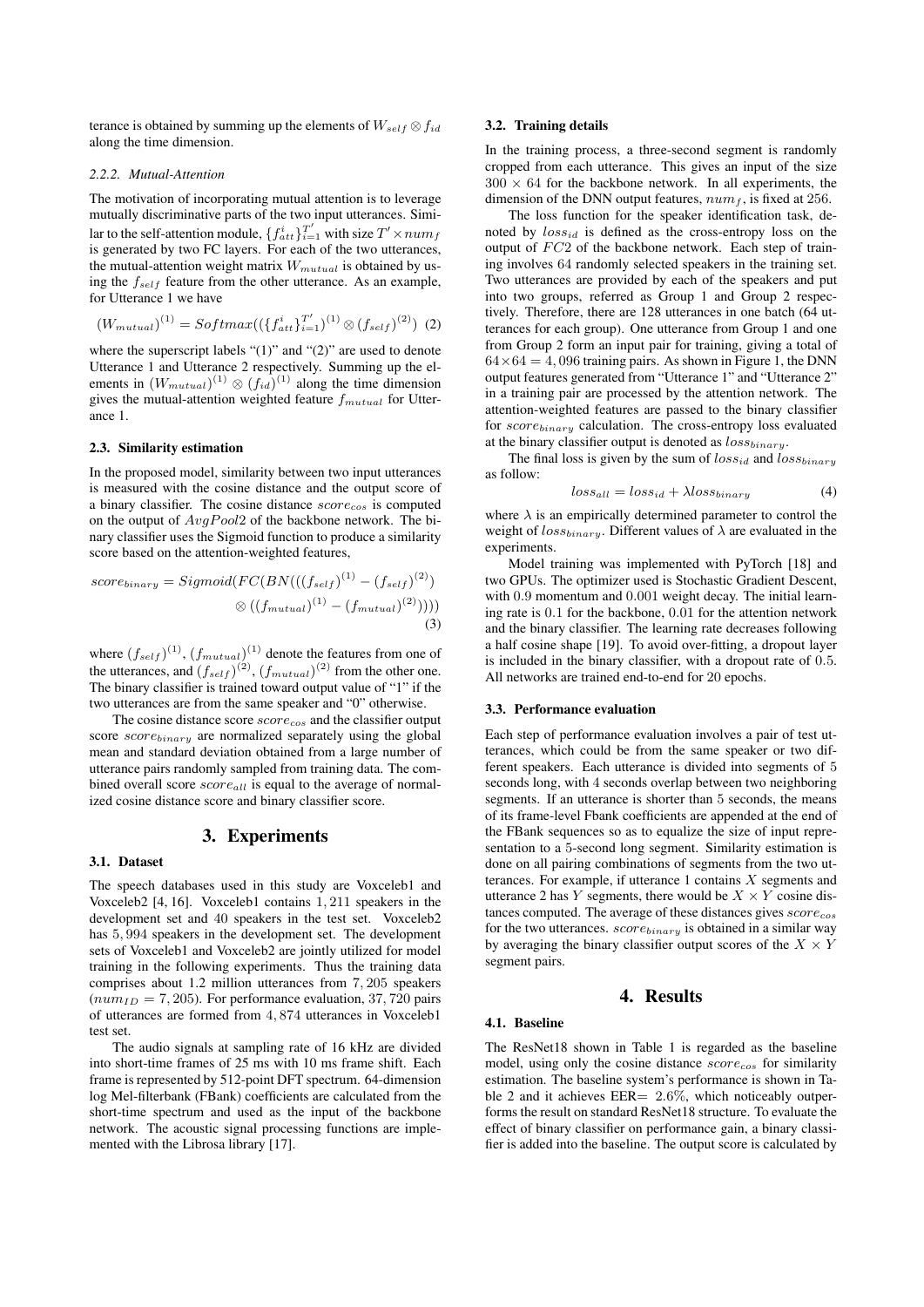terance is obtained by summing up the elements of $W_{self} \otimes f_{id}$ along the time dimension.

#### 2.2.2. Mutual-Attention

The motivation of incorporating mutual attention is to leverage mutually discriminative parts of the two input utterances. Similar to the self-attention module, $\{f_{att}^i\}_{i=1}^{T'}$ with size $T' \times num_f$ is generated by two FC layers. For each of the two utterances, the mutual-attention weight matrix $W_{mutual}$ is obtained by using the $f_{self}$ feature from the other utterance. As an example, for Utterance 1 we have

$$(W_{mutual})^{(1)} = Softmax((\{f_{att}^i\}_{i=1}^{T'})^{(1)} \otimes (f_{self})^{(2)}) \quad (2)$$

where the superscript labels "(1)" and "(2)" are used to denote Utterance 1 and Utterance 2 respectively. Summing up the elements in $(W_{mutual})^{(1)} \otimes (f_{id})^{(1)}$ along the time dimension gives the mutual-attention weighted feature $f_{mutual}$ for Utterance 1.

### 2.3. Similarity estimation

In the proposed model, similarity between two input utterances is measured with the cosine distance and the output score of a binary classifier. The cosine distance $score_{cos}$ is computed on the output of $AvgPool2$ of the backbone network. The binary classifier uses the Sigmoid function to produce a similarity score based on the attention-weighted features,

$$score_{binary} = Sigmoid(FC(BN(((f_{self})^{(1)} - (f_{self})^{(2)}) \otimes ((f_{mutual})^{(1)} - (f_{mutual})^{(2)})))) \quad (3)$$

where $(f_{self})^{(1)}$, $(f_{mutual})^{(1)}$ denote the features from one of the utterances, and $(f_{self})^{(2)}$, $(f_{mutual})^{(2)}$ from the other one. The binary classifier is trained toward output value of "1" if the two utterances are from the same speaker and "0" otherwise.

The cosine distance score $score_{cos}$ and the classifier output score $score_{binary}$ are normalized separately using the global mean and standard deviation obtained from a large number of utterance pairs randomly sampled from training data. The combined overall score $score_{all}$ is equal to the average of normalized cosine distance score and binary classifier score.

## 3. Experiments

### 3.1. Dataset

The speech databases used in this study are Voxceleb1 and Voxceleb2 [4, 16]. Voxceleb1 contains $1,211$ speakers in the development set and $40$ speakers in the test set. Voxceleb2 has $5,994$ speakers in the development set. The development sets of Voxceleb1 and Voxceleb2 are jointly utilized for model training in the following experiments. Thus the training data comprises about 1.2 million utterances from $7,205$ speakers ($num_{ID} = 7,205$). For performance evaluation, $37,720$ pairs of utterances are formed from $4,874$ utterances in Voxceleb1 test set.

The audio signals at sampling rate of 16 kHz are divided into short-time frames of 25 ms with 10 ms frame shift. Each frame is represented by 512-point DFT spectrum. 64-dimension log Mel-filterbank (FBank) coefficients are calculated from the short-time spectrum and used as the input of the backbone network. The acoustic signal processing functions are implemented with the Librosa library [17].

### 3.2. Training details

In the training process, a three-second segment is randomly cropped from each utterance. This gives an input of the size $300 \times 64$ for the backbone network. In all experiments, the dimension of the DNN output features, $num_f$, is fixed at $256$.

The loss function for the speaker identification task, denoted by $loss_{id}$ is defined as the cross-entropy loss on the output of $FC2$ of the backbone network. Each step of training involves $64$ randomly selected speakers in the training set. Two utterances are provided by each of the speakers and put into two groups, referred as Group 1 and Group 2 respectively. Therefore, there are 128 utterances in one batch (64 utterances for each group). One utterance from Group 1 and one from Group 2 form an input pair for training, giving a total of $64 \times 64 = 4,096$ training pairs. As shown in Figure 1, the DNN output features generated from "Utterance 1" and "Utterance 2" in a training pair are processed by the attention network. The attention-weighted features are passed to the binary classifier for $score_{binary}$ calculation. The cross-entropy loss evaluated at the binary classifier output is denoted as $loss_{binary}$.

The final loss is given by the sum of $loss_{id}$ and $loss_{binary}$ as follow:

$$loss_{all} = loss_{id} + \lambda loss_{binary} \quad (4)$$

where $\lambda$ is an empirically determined parameter to control the weight of $loss_{binary}$. Different values of $\lambda$ are evaluated in the experiments.

Model training was implemented with PyTorch [18] and two GPUs. The optimizer used is Stochastic Gradient Descent, with $0.9$ momentum and $0.001$ weight decay. The initial learning rate is $0.1$ for the backbone, $0.01$ for the attention network and the binary classifier. The learning rate decreases following a half cosine shape [19]. To avoid over-fitting, a dropout layer is included in the binary classifier, with a dropout rate of $0.5$. All networks are trained end-to-end for $20$ epochs.

### 3.3. Performance evaluation

Each step of performance evaluation involves a pair of test utterances, which could be from the same speaker or two different speakers. Each utterance is divided into segments of $5$ seconds long, with $4$ seconds overlap between two neighboring segments. If an utterance is shorter than $5$ seconds, the means of its frame-level Fbank coefficients are appended at the end of the FBank sequences so as to equalize the size of input representation to a $5$-second long segment. Similarity estimation is done on all pairing combinations of segments from the two utterances. For example, if utterance 1 contains $X$ segments and utterance 2 has $Y$ segments, there would be $X \times Y$ cosine distances computed. The average of these distances gives $score_{cos}$ for the two utterances. $score_{binary}$ is obtained in a similar way by averaging the binary classifier output scores of the $X \times Y$ segment pairs.

## 4. Results

### 4.1. Baseline

The ResNet18 shown in Table 1 is regarded as the baseline model, using only the cosine distance $score_{cos}$ for similarity estimation. The baseline system's performance is shown in Table 2 and it achieves EER$= 2.6\%$, which noticeably outperforms the result on standard ResNet18 structure. To evaluate the effect of binary classifier on performance gain, a binary classifier is added into the baseline. The output score is calculated by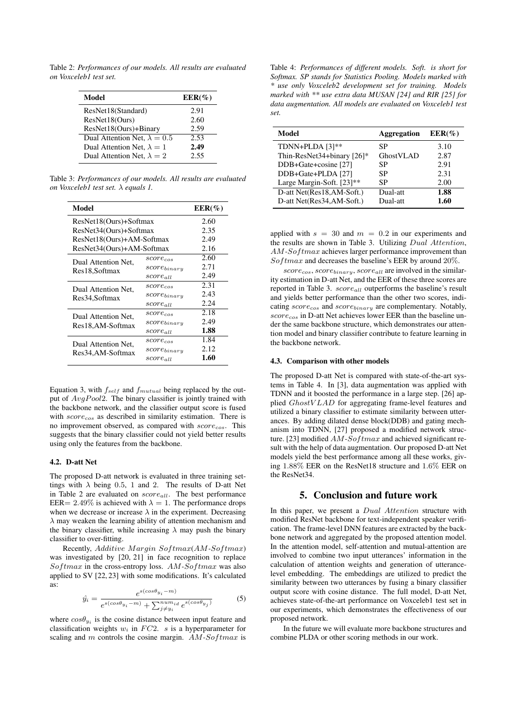Table 2: *Performances of our models. All results are evaluated on Voxceleb1 test set.*

| Model | EER(%) |
|---|---|
| ResNet18(Standard) | 2.91 |
| ResNet18(Ours) | 2.60 |
| ResNet18(Ours)+Binary | 2.59 |
| Dual Attention Net, $\lambda = 0.5$ | 2.53 |
| Dual Attention Net, $\lambda = 1$ | **2.49** |
| Dual Attention Net, $\lambda = 2$ | 2.55 |

Table 3: *Performances of our models. All results are evaluated on Voxceleb1 test set. $\lambda$ equals 1.*

| Model | | EER(%) |
|---|---|---|
| ResNet18(Ours)+Softmax | | 2.60 |
| ResNet34(Ours)+Softmax | | 2.35 |
| ResNet18(Ours)+AM-Softmax | | 2.49 |
| ResNet34(Ours)+AM-Softmax | | 2.16 |
| Dual Attention Net, Res18,Softmax | $score_{cos}$ | 2.60 |
| | $score_{binary}$ | 2.71 |
| | $score_{all}$ | 2.49 |
| Dual Attention Net, Res34,Softmax | $score_{cos}$ | 2.31 |
| | $score_{binary}$ | 2.43 |
| | $score_{all}$ | 2.24 |
| Dual Attention Net, Res18,AM-Softmax | $score_{cos}$ | 2.18 |
| | $score_{binary}$ | 2.49 |
| | $score_{all}$ | **1.88** |
| Dual Attention Net, Res34,AM-Softmax | $score_{cos}$ | 1.84 |
| | $score_{binary}$ | 2.12 |
| | $score_{all}$ | **1.60** |

Equation 3, with $f_{self}$ and $f_{mutual}$ being replaced by the output of $AvgPool2$. The binary classifier is jointly trained with the backbone network, and the classifier output score is fused with $score_{cos}$ as described in similarity estimation. There is no improvement observed, as compared with $score_{cos}$. This suggests that the binary classifier could not yield better results using only the features from the backbone.

### 4.2. D-att Net

The proposed D-att network is evaluated in three training settings with $\lambda$ being 0.5, 1 and 2. The results of D-att Net in Table 2 are evaluated on $score_{all}$. The best performance EER= 2.49% is achieved with $\lambda = 1$. The performance drops when we decrease or increase $\lambda$ in the experiment. Decreasing $\lambda$ may weaken the learning ability of attention mechanism and the binary classifier, while increasing $\lambda$ may push the binary classifier to over-fitting.

Recently, *Additive Margin Softmax*(*AM-Softmax*) was investigated by [20, 21] in face recognition to replace *Softmax* in the cross-entropy loss. *AM-Softmax* was also applied to SV [22, 23] with some modifications. It's calculated as:

$$\hat{y_i} = \frac{e^{s(cos\theta_{y_i} - m)}}{e^{s(cos\theta_{y_i} - m)} + \sum_{j \neq y_i}^{num_{id}} e^{s(cos\theta_{y_j})}} \tag{5}$$

where $cos\theta_{y_i}$ is the cosine distance between input feature and classification weights $w_i$ in $FC2$. $s$ is a hyperparameter for scaling and $m$ controls the cosine margin. *AM-Softmax* is applied with $s = 30$ and $m = 0.2$ in our experiments and the results are shown in Table 3. Utilizing *Dual Attention*, *AM-Softmax* achieves larger performance improvement than *Softmax* and decreases the baseline's EER by around 20%.

$score_{cos}$, $score_{binary}$, $score_{all}$ are involved in the similarity estimation in D-att Net, and the EER of these three scores are reported in Table 3. $score_{all}$ outperforms the baseline's result and yields better performance than the other two scores, indicating $score_{cos}$ and $score_{binary}$ are complementary. Notably, $score_{cos}$ in D-att Net achieves lower EER than the baseline under the same backbone structure, which demonstrates our attention model and binary classifier contribute to feature learning in the backbone network.

### 4.3. Comparison with other models

Table 4: *Performances of different models. Soft. is short for Softmax. SP stands for Statistics Pooling. Models marked with * use only Voxceleb2 development set for training. Models marked with ** use extra data MUSAN [24] and RIR [25] for data augmentation. All models are evaluated on Voxceleb1 test set.*

| Model | Aggregation | EER(%) |
|---|---|---|
| TDNN+PLDA [3]** | SP | 3.10 |
| Thin-ResNet34+binary [26]* | GhostVLAD | 2.87 |
| DDB+Gate+cosine [27] | SP | 2.91 |
| DDB+Gate+PLDA [27] | SP | 2.31 |
| Large Margin-Soft. [23]** | SP | 2.00 |
| D-att Net(Res18,AM-Soft.) | Dual-att | **1.88** |
| D-att Net(Res34,AM-Soft.) | Dual-att | **1.60** |

The proposed D-att Net is compared with state-of-the-art systems in Table 4. In [3], data augmentation was applied with TDNN and it boosted the performance in a large step. [26] applied $GhostVLAD$ for aggregating frame-level features and utilized a binary classifier to estimate similarity between utterances. By adding dilated dense block(DDB) and gating mechanism into TDNN, [27] proposed a modified network structure. [23] modified *AM-Softmax* and achieved significant result with the help of data augmentation. Our proposed D-att Net models yield the best performance among all these works, giving 1.88% EER on the ResNet18 structure and 1.6% EER on the ResNet34.

## 5. Conclusion and future work

In this paper, we present a *Dual Attention* structure with modified ResNet backbone for text-independent speaker verification. The frame-level DNN features are extracted by the backbone network and aggregated by the proposed attention model. In the attention model, self-attention and mutual-attention are involved to combine two input utterances' information in the calculation of attention weights and generation of utterance-level embedding. The embeddings are utilized to predict the similarity between two utterances by fusing a binary classifier output score with cosine distance. The full model, D-att Net, achieves state-of-the-art performance on Voxceleb1 test set in our experiments, which demonstrates the effectiveness of our proposed network.

In the future we will evaluate more backbone structures and combine PLDA or other scoring methods in our work.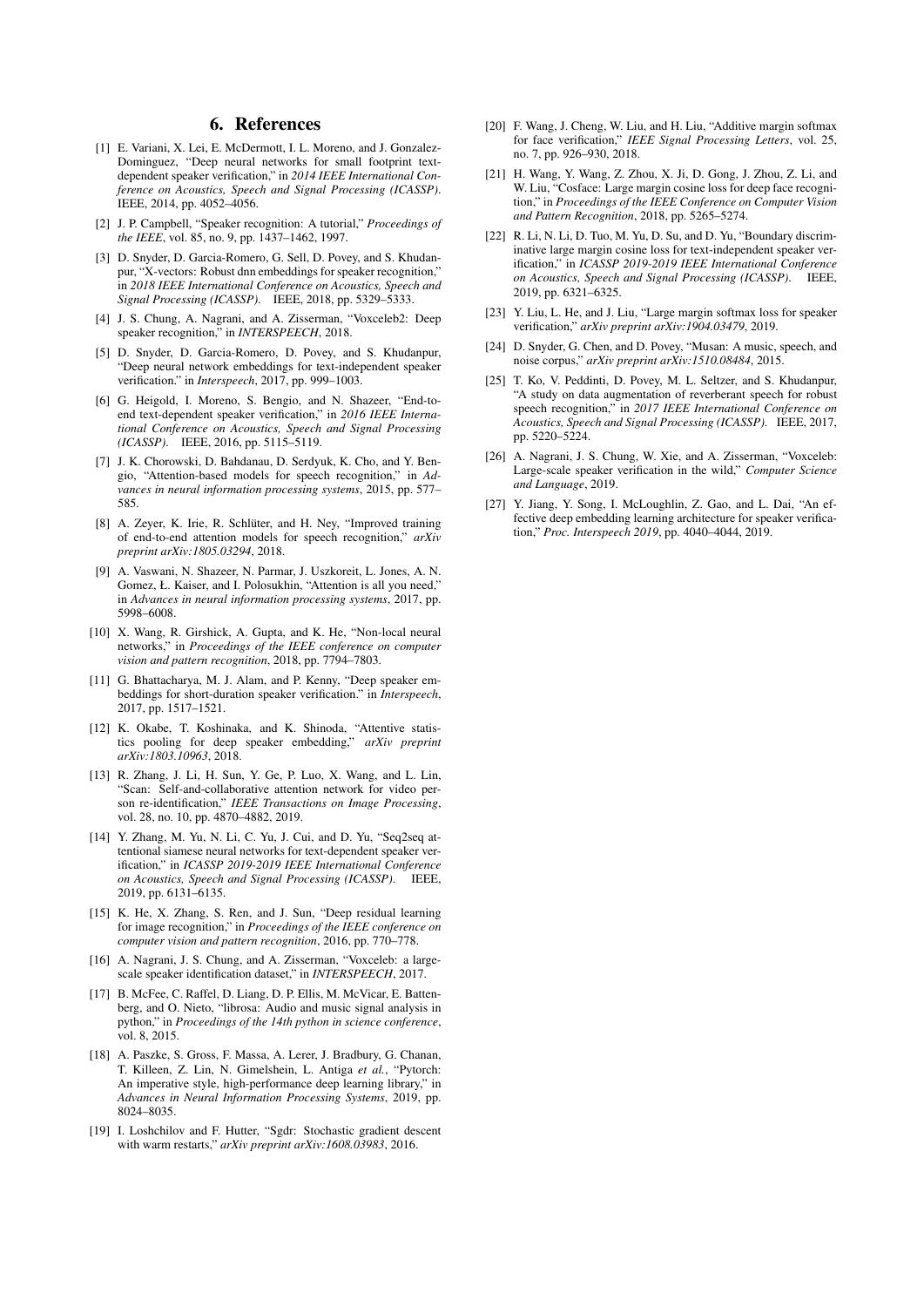## 6. References

[1] E. Variani, X. Lei, E. McDermott, I. L. Moreno, and J. Gonzalez-Dominguez, "Deep neural networks for small footprint text-dependent speaker verification," in *2014 IEEE International Conference on Acoustics, Speech and Signal Processing (ICASSP)*. IEEE, 2014, pp. 4052–4056.

[2] J. P. Campbell, "Speaker recognition: A tutorial," *Proceedings of the IEEE*, vol. 85, no. 9, pp. 1437–1462, 1997.

[3] D. Snyder, D. Garcia-Romero, G. Sell, D. Povey, and S. Khudanpur, "X-vectors: Robust dnn embeddings for speaker recognition," in *2018 IEEE International Conference on Acoustics, Speech and Signal Processing (ICASSP)*. IEEE, 2018, pp. 5329–5333.

[4] J. S. Chung, A. Nagrani, and A. Zisserman, "Voxceleb2: Deep speaker recognition," in *INTERSPEECH*, 2018.

[5] D. Snyder, D. Garcia-Romero, D. Povey, and S. Khudanpur, "Deep neural network embeddings for text-independent speaker verification." in *Interspeech*, 2017, pp. 999–1003.

[6] G. Heigold, I. Moreno, S. Bengio, and N. Shazeer, "End-to-end text-dependent speaker verification," in *2016 IEEE International Conference on Acoustics, Speech and Signal Processing (ICASSP)*. IEEE, 2016, pp. 5115–5119.

[7] J. K. Chorowski, D. Bahdanau, D. Serdyuk, K. Cho, and Y. Bengio, "Attention-based models for speech recognition," in *Advances in neural information processing systems*, 2015, pp. 577–585.

[8] A. Zeyer, K. Irie, R. Schlüter, and H. Ney, "Improved training of end-to-end attention models for speech recognition," *arXiv preprint arXiv:1805.03294*, 2018.

[9] A. Vaswani, N. Shazeer, N. Parmar, J. Uszkoreit, L. Jones, A. N. Gomez, Ł. Kaiser, and I. Polosukhin, "Attention is all you need," in *Advances in neural information processing systems*, 2017, pp. 5998–6008.

[10] X. Wang, R. Girshick, A. Gupta, and K. He, "Non-local neural networks," in *Proceedings of the IEEE conference on computer vision and pattern recognition*, 2018, pp. 7794–7803.

[11] G. Bhattacharya, M. J. Alam, and P. Kenny, "Deep speaker embeddings for short-duration speaker verification." in *Interspeech*, 2017, pp. 1517–1521.

[12] K. Okabe, T. Koshinaka, and K. Shinoda, "Attentive statistics pooling for deep speaker embedding," *arXiv preprint arXiv:1803.10963*, 2018.

[13] R. Zhang, J. Li, H. Sun, Y. Ge, P. Luo, X. Wang, and L. Lin, "Scan: Self-and-collaborative attention network for video person re-identification," *IEEE Transactions on Image Processing*, vol. 28, no. 10, pp. 4870–4882, 2019.

[14] Y. Zhang, M. Yu, N. Li, C. Yu, J. Cui, and D. Yu, "Seq2seq attentional siamese neural networks for text-dependent speaker verification," in *ICASSP 2019-2019 IEEE International Conference on Acoustics, Speech and Signal Processing (ICASSP)*. IEEE, 2019, pp. 6131–6135.

[15] K. He, X. Zhang, S. Ren, and J. Sun, "Deep residual learning for image recognition," in *Proceedings of the IEEE conference on computer vision and pattern recognition*, 2016, pp. 770–778.

[16] A. Nagrani, J. S. Chung, and A. Zisserman, "Voxceleb: a large-scale speaker identification dataset," in *INTERSPEECH*, 2017.

[17] B. McFee, C. Raffel, D. Liang, D. P. Ellis, M. McVicar, E. Battenberg, and O. Nieto, "librosa: Audio and music signal analysis in python," in *Proceedings of the 14th python in science conference*, vol. 8, 2015.

[18] A. Paszke, S. Gross, F. Massa, A. Lerer, J. Bradbury, G. Chanan, T. Killeen, Z. Lin, N. Gimelshein, L. Antiga *et al.*, "Pytorch: An imperative style, high-performance deep learning library," in *Advances in Neural Information Processing Systems*, 2019, pp. 8024–8035.

[19] I. Loshchilov and F. Hutter, "Sgdr: Stochastic gradient descent with warm restarts," *arXiv preprint arXiv:1608.03983*, 2016.

[20] F. Wang, J. Cheng, W. Liu, and H. Liu, "Additive margin softmax for face verification," *IEEE Signal Processing Letters*, vol. 25, no. 7, pp. 926–930, 2018.

[21] H. Wang, Y. Wang, Z. Zhou, X. Ji, D. Gong, J. Zhou, Z. Li, and W. Liu, "Cosface: Large margin cosine loss for deep face recognition," in *Proceedings of the IEEE Conference on Computer Vision and Pattern Recognition*, 2018, pp. 5265–5274.

[22] R. Li, N. Li, D. Tuo, M. Yu, D. Su, and D. Yu, "Boundary discriminative large margin cosine loss for text-independent speaker verification," in *ICASSP 2019-2019 IEEE International Conference on Acoustics, Speech and Signal Processing (ICASSP)*. IEEE, 2019, pp. 6321–6325.

[23] Y. Liu, L. He, and J. Liu, "Large margin softmax loss for speaker verification," *arXiv preprint arXiv:1904.03479*, 2019.

[24] D. Snyder, G. Chen, and D. Povey, "Musan: A music, speech, and noise corpus," *arXiv preprint arXiv:1510.08484*, 2015.

[25] T. Ko, V. Peddinti, D. Povey, M. L. Seltzer, and S. Khudanpur, "A study on data augmentation of reverberant speech for robust speech recognition," in *2017 IEEE International Conference on Acoustics, Speech and Signal Processing (ICASSP)*. IEEE, 2017, pp. 5220–5224.

[26] A. Nagrani, J. S. Chung, W. Xie, and A. Zisserman, "Voxceleb: Large-scale speaker verification in the wild," *Computer Science and Language*, 2019.

[27] Y. Jiang, Y. Song, I. McLoughlin, Z. Gao, and L. Dai, "An effective deep embedding learning architecture for speaker verification," *Proc. Interspeech 2019*, pp. 4040–4044, 2019.